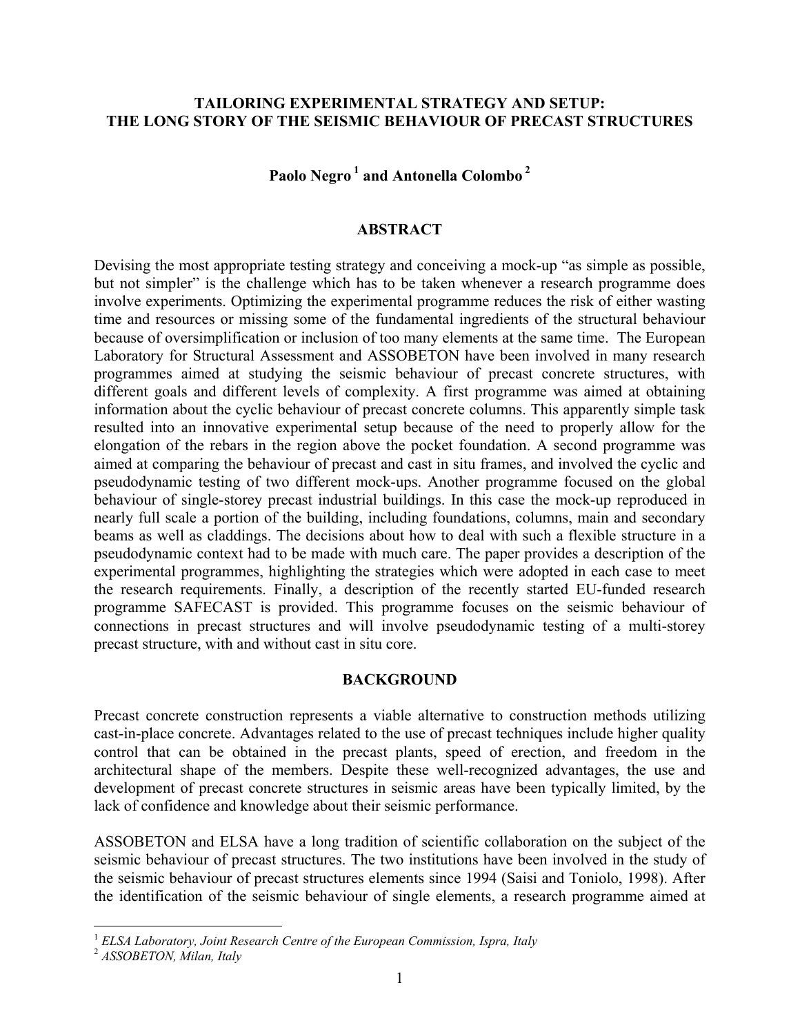# TAILORING EXPERIMENTAL STRATEGY AND SETUP: THE LONG STORY OF THE SEISMIC BEHAVIOUR OF PRECAST STRUCTURES

**Paolo Negro [1] and Antonella Colombo [2]**

## ABSTRACT

Devising the most appropriate testing strategy and conceiving a mock-up "as simple as possible, but not simpler" is the challenge which has to be taken whenever a research programme does involve experiments. Optimizing the experimental programme reduces the risk of either wasting time and resources or missing some of the fundamental ingredients of the structural behaviour because of oversimplification or inclusion of too many elements at the same time. The European Laboratory for Structural Assessment and ASSOBETON have been involved in many research programmes aimed at studying the seismic behaviour of precast concrete structures, with different goals and different levels of complexity. A first programme was aimed at obtaining information about the cyclic behaviour of precast concrete columns. This apparently simple task resulted into an innovative experimental setup because of the need to properly allow for the elongation of the rebars in the region above the pocket foundation. A second programme was aimed at comparing the behaviour of precast and cast in situ frames, and involved the cyclic and pseudodynamic testing of two different mock-ups. Another programme focused on the global behaviour of single-storey precast industrial buildings. In this case the mock-up reproduced in nearly full scale a portion of the building, including foundations, columns, main and secondary beams as well as claddings. The decisions about how to deal with such a flexible structure in a pseudodynamic context had to be made with much care. The paper provides a description of the experimental programmes, highlighting the strategies which were adopted in each case to meet the research requirements. Finally, a description of the recently started EU-funded research programme SAFECAST is provided. This programme focuses on the seismic behaviour of connections in precast structures and will involve pseudodynamic testing of a multi-storey precast structure, with and without cast in situ core.

## BACKGROUND

Precast concrete construction represents a viable alternative to construction methods utilizing cast-in-place concrete. Advantages related to the use of precast techniques include higher quality control that can be obtained in the precast plants, speed of erection, and freedom in the architectural shape of the members. Despite these well-recognized advantages, the use and development of precast concrete structures in seismic areas have been typically limited, by the lack of confidence and knowledge about their seismic performance.

ASSOBETON and ELSA have a long tradition of scientific collaboration on the subject of the seismic behaviour of precast structures. The two institutions have been involved in the study of the seismic behaviour of precast structures elements since 1994 (Saisi and Toniolo, 1998). After the identification of the seismic behaviour of single elements, a research programme aimed at

---

[1] *ELSA Laboratory, Joint Research Centre of the European Commission, Ispra, Italy*

[2] *ASSOBETON, Milan, Italy*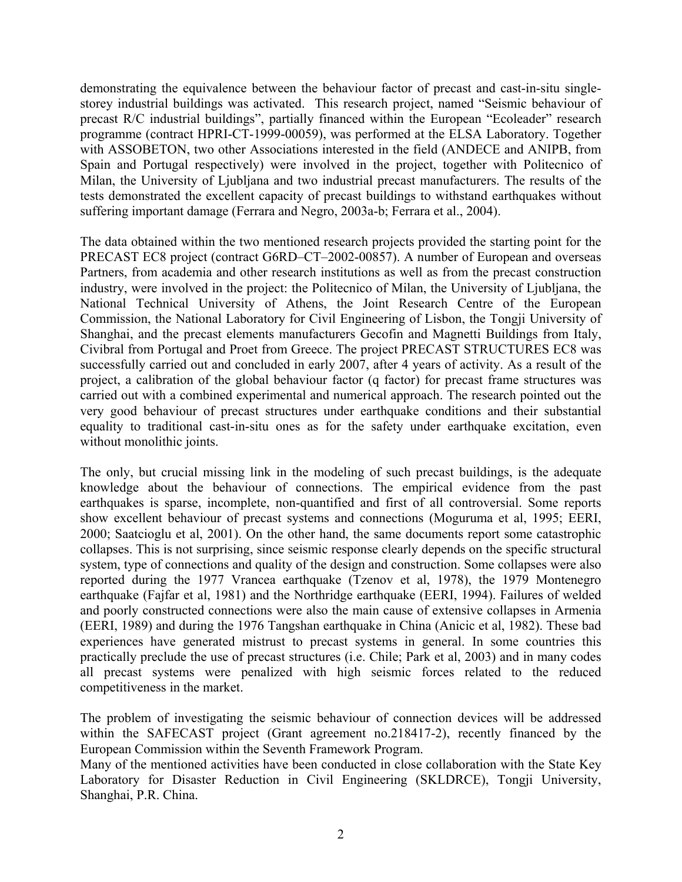demonstrating the equivalence between the behaviour factor of precast and cast-in-situ single-storey industrial buildings was activated. This research project, named "Seismic behaviour of precast R/C industrial buildings", partially financed within the European "Ecoleader" research programme (contract HPRI-CT-1999-00059), was performed at the ELSA Laboratory. Together with ASSOBETON, two other Associations interested in the field (ANDECE and ANIPB, from Spain and Portugal respectively) were involved in the project, together with Politecnico of Milan, the University of Ljubljana and two industrial precast manufacturers. The results of the tests demonstrated the excellent capacity of precast buildings to withstand earthquakes without suffering important damage (Ferrara and Negro, 2003a-b; Ferrara et al., 2004).

The data obtained within the two mentioned research projects provided the starting point for the PRECAST EC8 project (contract G6RD–CT–2002-00857). A number of European and overseas Partners, from academia and other research institutions as well as from the precast construction industry, were involved in the project: the Politecnico of Milan, the University of Ljubljana, the National Technical University of Athens, the Joint Research Centre of the European Commission, the National Laboratory for Civil Engineering of Lisbon, the Tongji University of Shanghai, and the precast elements manufacturers Gecofin and Magnetti Buildings from Italy, Civibral from Portugal and Proet from Greece. The project PRECAST STRUCTURES EC8 was successfully carried out and concluded in early 2007, after 4 years of activity. As a result of the project, a calibration of the global behaviour factor (q factor) for precast frame structures was carried out with a combined experimental and numerical approach. The research pointed out the very good behaviour of precast structures under earthquake conditions and their substantial equality to traditional cast-in-situ ones as for the safety under earthquake excitation, even without monolithic joints.

The only, but crucial missing link in the modeling of such precast buildings, is the adequate knowledge about the behaviour of connections. The empirical evidence from the past earthquakes is sparse, incomplete, non-quantified and first of all controversial. Some reports show excellent behaviour of precast systems and connections (Moguruma et al, 1995; EERI, 2000; Saatcioglu et al, 2001). On the other hand, the same documents report some catastrophic collapses. This is not surprising, since seismic response clearly depends on the specific structural system, type of connections and quality of the design and construction. Some collapses were also reported during the 1977 Vrancea earthquake (Tzenov et al, 1978), the 1979 Montenegro earthquake (Fajfar et al, 1981) and the Northridge earthquake (EERI, 1994). Failures of welded and poorly constructed connections were also the main cause of extensive collapses in Armenia (EERI, 1989) and during the 1976 Tangshan earthquake in China (Anicic et al, 1982). These bad experiences have generated mistrust to precast systems in general. In some countries this practically preclude the use of precast structures (i.e. Chile; Park et al, 2003) and in many codes all precast systems were penalized with high seismic forces related to the reduced competitiveness in the market.

The problem of investigating the seismic behaviour of connection devices will be addressed within the SAFECAST project (Grant agreement no.218417-2), recently financed by the European Commission within the Seventh Framework Program.
Many of the mentioned activities have been conducted in close collaboration with the State Key Laboratory for Disaster Reduction in Civil Engineering (SKLDRCE), Tongji University, Shanghai, P.R. China.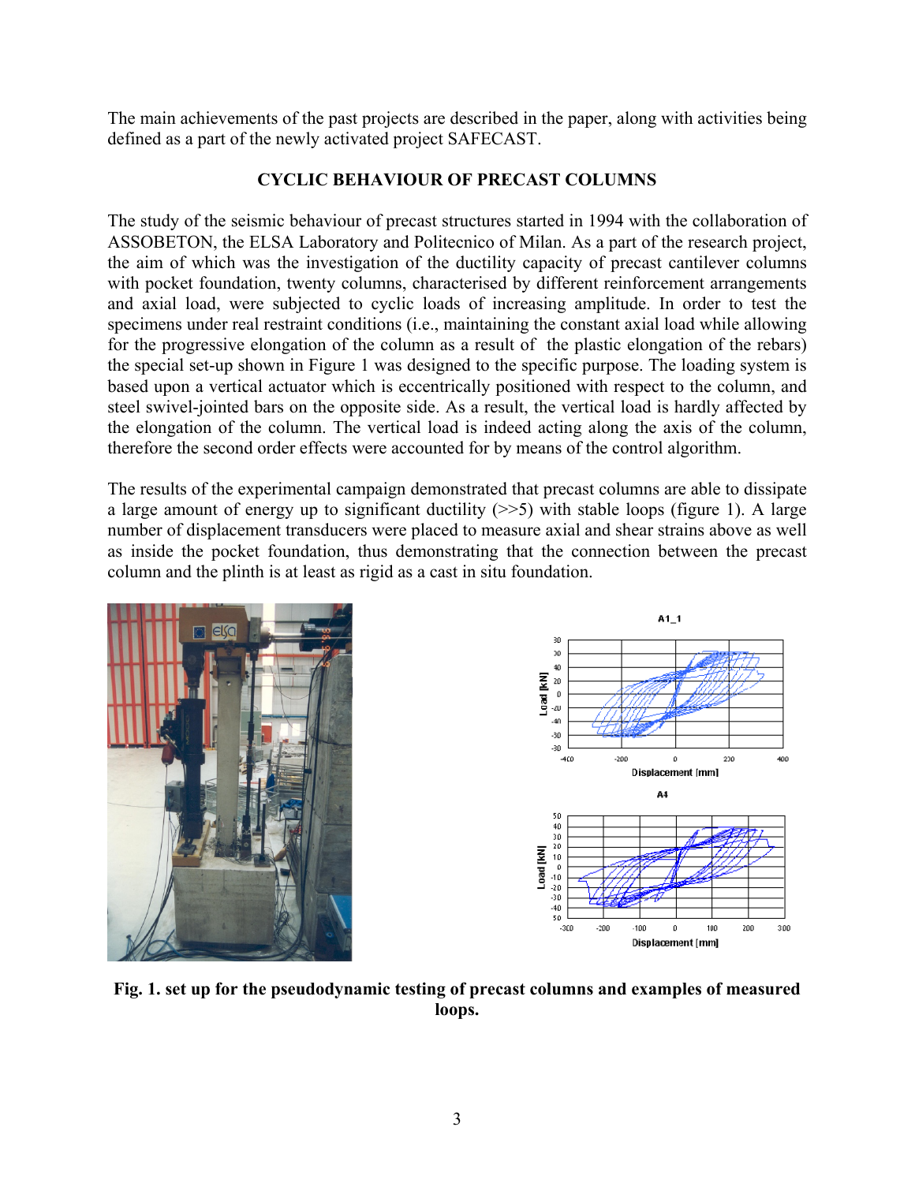The main achievements of the past projects are described in the paper, along with activities being defined as a part of the newly activated project SAFECAST.

## CYCLIC BEHAVIOUR OF PRECAST COLUMNS

The study of the seismic behaviour of precast structures started in 1994 with the collaboration of ASSOBETON, the ELSA Laboratory and Politecnico of Milan. As a part of the research project, the aim of which was the investigation of the ductility capacity of precast cantilever columns with pocket foundation, twenty columns, characterised by different reinforcement arrangements and axial load, were subjected to cyclic loads of increasing amplitude. In order to test the specimens under real restraint conditions (i.e., maintaining the constant axial load while allowing for the progressive elongation of the column as a result of the plastic elongation of the rebars) the special set-up shown in Figure 1 was designed to the specific purpose. The loading system is based upon a vertical actuator which is eccentrically positioned with respect to the column, and steel swivel-jointed bars on the opposite side. As a result, the vertical load is hardly affected by the elongation of the column. The vertical load is indeed acting along the axis of the column, therefore the second order effects were accounted for by means of the control algorithm.

The results of the experimental campaign demonstrated that precast columns are able to dissipate a large amount of energy up to significant ductility (>>5) with stable loops (figure 1). A large number of displacement transducers were placed to measure axial and shear strains above as well as inside the pocket foundation, thus demonstrating that the connection between the precast column and the plinth is at least as rigid as a cast in situ foundation.

**Fig. 1. set up for the pseudodynamic testing of precast columns and examples of measured loops.**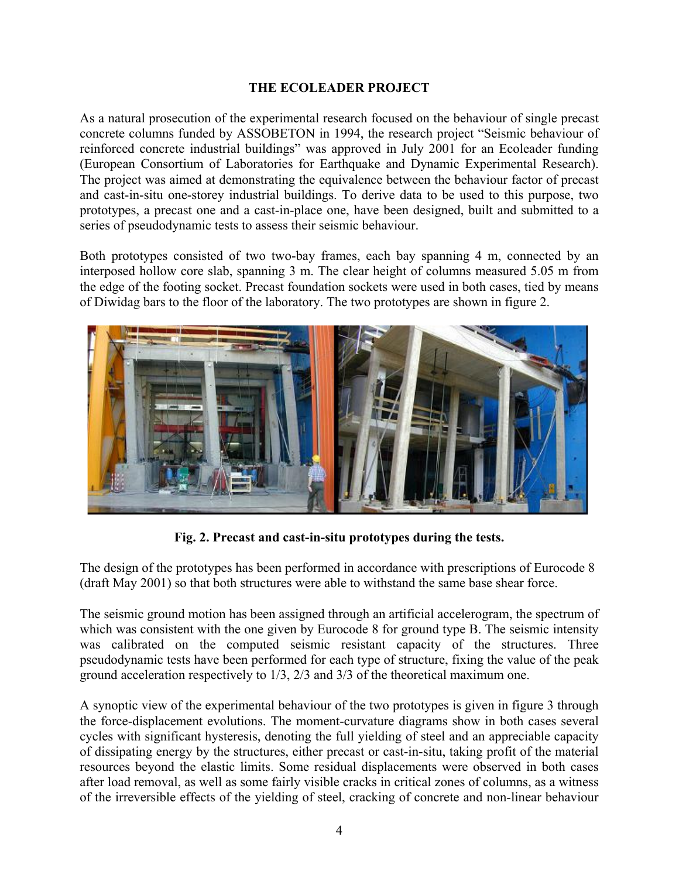## THE ECOLEADER PROJECT

As a natural prosecution of the experimental research focused on the behaviour of single precast concrete columns funded by ASSOBETON in 1994, the research project "Seismic behaviour of reinforced concrete industrial buildings" was approved in July 2001 for an Ecoleader funding (European Consortium of Laboratories for Earthquake and Dynamic Experimental Research). The project was aimed at demonstrating the equivalence between the behaviour factor of precast and cast-in-situ one-storey industrial buildings. To derive data to be used to this purpose, two prototypes, a precast one and a cast-in-place one, have been designed, built and submitted to a series of pseudodynamic tests to assess their seismic behaviour.

Both prototypes consisted of two two-bay frames, each bay spanning 4 m, connected by an interposed hollow core slab, spanning 3 m. The clear height of columns measured 5.05 m from the edge of the footing socket. Precast foundation sockets were used in both cases, tied by means of Diwidag bars to the floor of the laboratory. The two prototypes are shown in figure 2.

**Fig. 2. Precast and cast-in-situ prototypes during the tests.**

The design of the prototypes has been performed in accordance with prescriptions of Eurocode 8 (draft May 2001) so that both structures were able to withstand the same base shear force.

The seismic ground motion has been assigned through an artificial accelerogram, the spectrum of which was consistent with the one given by Eurocode 8 for ground type B. The seismic intensity was calibrated on the computed seismic resistant capacity of the structures. Three pseudodynamic tests have been performed for each type of structure, fixing the value of the peak ground acceleration respectively to 1/3, 2/3 and 3/3 of the theoretical maximum one.

A synoptic view of the experimental behaviour of the two prototypes is given in figure 3 through the force-displacement evolutions. The moment-curvature diagrams show in both cases several cycles with significant hysteresis, denoting the full yielding of steel and an appreciable capacity of dissipating energy by the structures, either precast or cast-in-situ, taking profit of the material resources beyond the elastic limits. Some residual displacements were observed in both cases after load removal, as well as some fairly visible cracks in critical zones of columns, as a witness of the irreversible effects of the yielding of steel, cracking of concrete and non-linear behaviour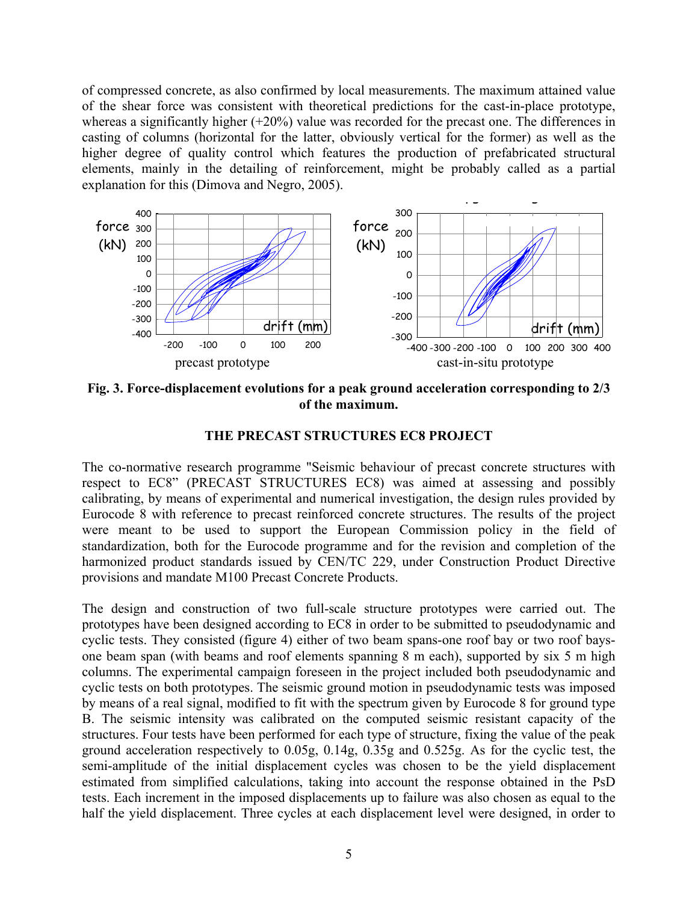of compressed concrete, as also confirmed by local measurements. The maximum attained value of the shear force was consistent with theoretical predictions for the cast-in-place prototype, whereas a significantly higher (+20%) value was recorded for the precast one. The differences in casting of columns (horizontal for the latter, obviously vertical for the former) as well as the higher degree of quality control which features the production of prefabricated structural elements, mainly in the detailing of reinforcement, might be probably called as a partial explanation for this (Dimova and Negro, 2005).

**Fig. 3. Force-displacement evolutions for a peak ground acceleration corresponding to 2/3 of the maximum.**

## THE PRECAST STRUCTURES EC8 PROJECT

The co-normative research programme "Seismic behaviour of precast concrete structures with respect to EC8" (PRECAST STRUCTURES EC8) was aimed at assessing and possibly calibrating, by means of experimental and numerical investigation, the design rules provided by Eurocode 8 with reference to precast reinforced concrete structures. The results of the project were meant to be used to support the European Commission policy in the field of standardization, both for the Eurocode programme and for the revision and completion of the harmonized product standards issued by CEN/TC 229, under Construction Product Directive provisions and mandate M100 Precast Concrete Products.

The design and construction of two full-scale structure prototypes were carried out. The prototypes have been designed according to EC8 in order to be submitted to pseudodynamic and cyclic tests. They consisted (figure 4) either of two beam spans-one roof bay or two roof bays-one beam span (with beams and roof elements spanning 8 m each), supported by six 5 m high columns. The experimental campaign foreseen in the project included both pseudodynamic and cyclic tests on both prototypes. The seismic ground motion in pseudodynamic tests was imposed by means of a real signal, modified to fit with the spectrum given by Eurocode 8 for ground type B. The seismic intensity was calibrated on the computed seismic resistant capacity of the structures. Four tests have been performed for each type of structure, fixing the value of the peak ground acceleration respectively to 0.05g, 0.14g, 0.35g and 0.525g. As for the cyclic test, the semi-amplitude of the initial displacement cycles was chosen to be the yield displacement estimated from simplified calculations, taking into account the response obtained in the PsD tests. Each increment in the imposed displacements up to failure was also chosen as equal to the half the yield displacement. Three cycles at each displacement level were designed, in order to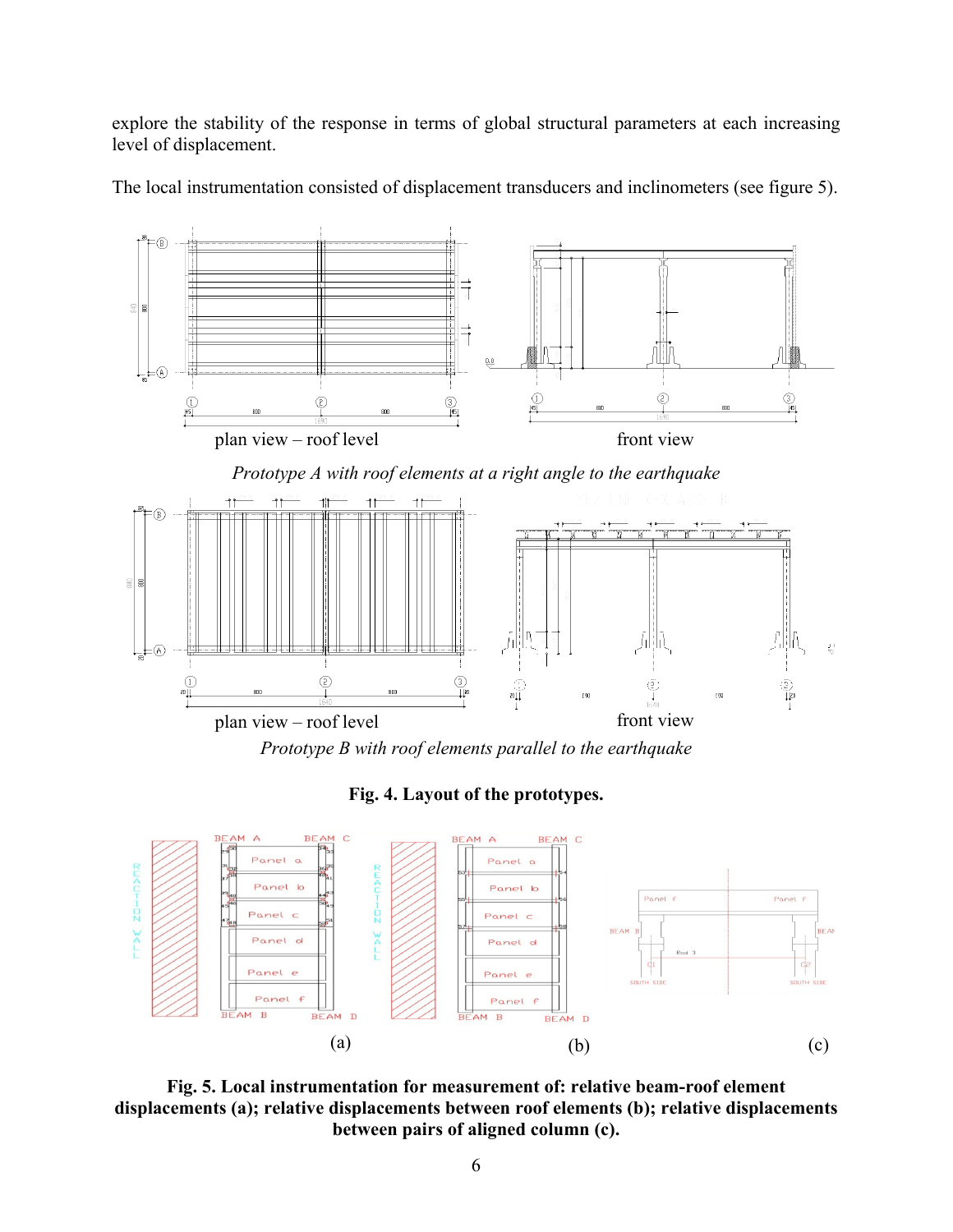explore the stability of the response in terms of global structural parameters at each increasing level of displacement.

The local instrumentation consisted of displacement transducers and inclinometers (see figure 5).

plan view – roof level

front view

*Prototype A with roof elements at a right angle to the earthquake*

plan view – roof level

front view

*Prototype B with roof elements parallel to the earthquake*

**Fig. 4. Layout of the prototypes.**

(a)

(b)

(c)

**Fig. 5. Local instrumentation for measurement of: relative beam-roof element displacements (a); relative displacements between roof elements (b); relative displacements between pairs of aligned column (c).**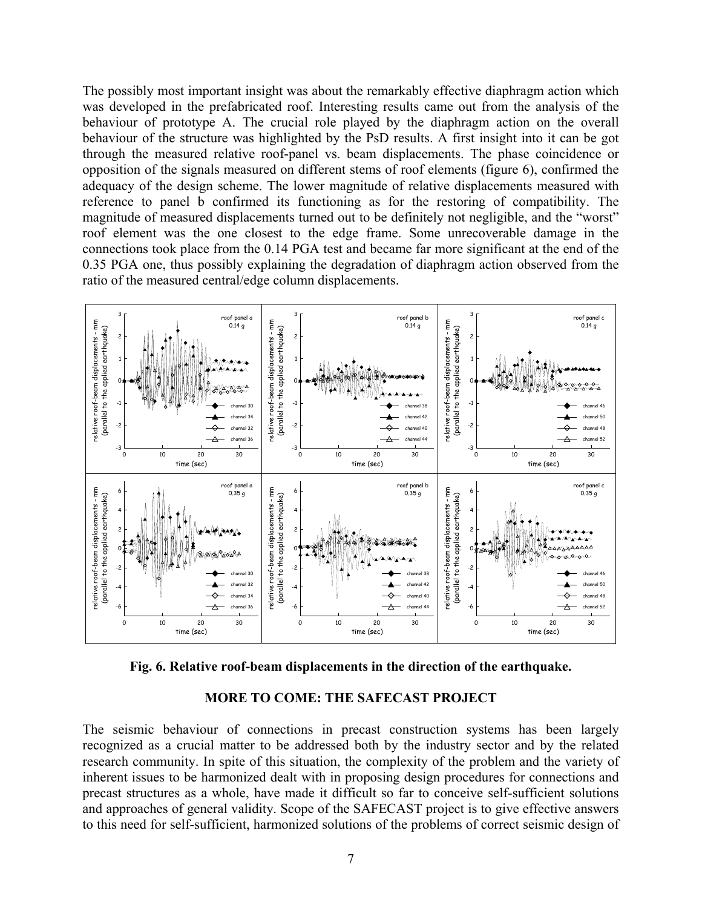The possibly most important insight was about the remarkably effective diaphragm action which was developed in the prefabricated roof. Interesting results came out from the analysis of the behaviour of prototype A. The crucial role played by the diaphragm action on the overall behaviour of the structure was highlighted by the PsD results. A first insight into it can be got through the measured relative roof-panel vs. beam displacements. The phase coincidence or opposition of the signals measured on different stems of roof elements (figure 6), confirmed the adequacy of the design scheme. The lower magnitude of relative displacements measured with reference to panel b confirmed its functioning as for the restoring of compatibility. The magnitude of measured displacements turned out to be definitely not negligible, and the "worst" roof element was the one closest to the edge frame. Some unrecoverable damage in the connections took place from the 0.14 PGA test and became far more significant at the end of the 0.35 PGA one, thus possibly explaining the degradation of diaphragm action observed from the ratio of the measured central/edge column displacements.

**Fig. 6. Relative roof-beam displacements in the direction of the earthquake.**

## MORE TO COME: THE SAFECAST PROJECT

The seismic behaviour of connections in precast construction systems has been largely recognized as a crucial matter to be addressed both by the industry sector and by the related research community. In spite of this situation, the complexity of the problem and the variety of inherent issues to be harmonized dealt with in proposing design procedures for connections and precast structures as a whole, have made it difficult so far to conceive self-sufficient solutions and approaches of general validity. Scope of the SAFECAST project is to give effective answers to this need for self-sufficient, harmonized solutions of the problems of correct seismic design of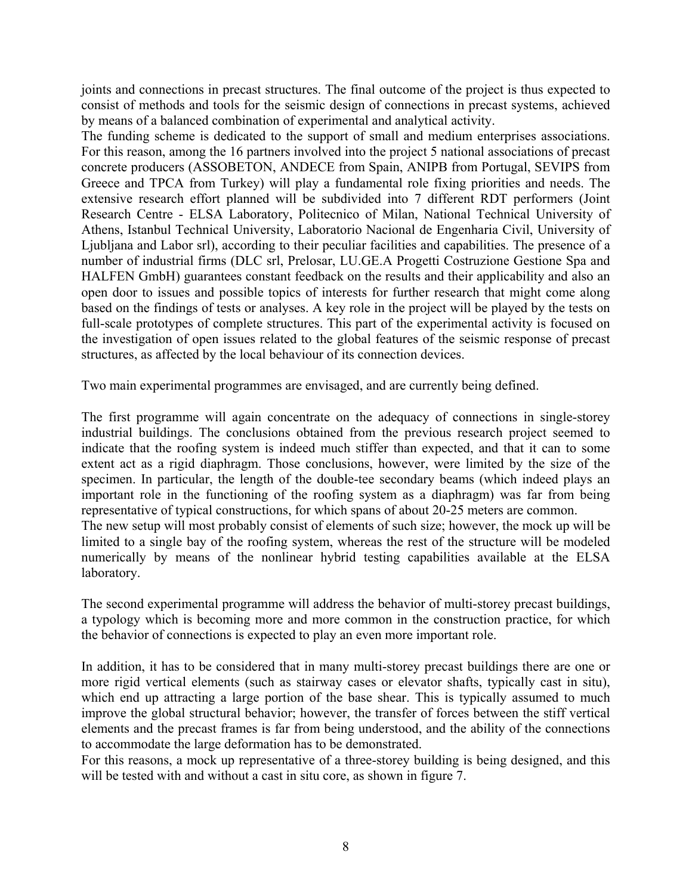joints and connections in precast structures. The final outcome of the project is thus expected to consist of methods and tools for the seismic design of connections in precast systems, achieved by means of a balanced combination of experimental and analytical activity.
The funding scheme is dedicated to the support of small and medium enterprises associations. For this reason, among the 16 partners involved into the project 5 national associations of precast concrete producers (ASSOBETON, ANDECE from Spain, ANIPB from Portugal, SEVIPS from Greece and TPCA from Turkey) will play a fundamental role fixing priorities and needs. The extensive research effort planned will be subdivided into 7 different RDT performers (Joint Research Centre - ELSA Laboratory, Politecnico of Milan, National Technical University of Athens, Istanbul Technical University, Laboratorio Nacional de Engenharia Civil, University of Ljubljana and Labor srl), according to their peculiar facilities and capabilities. The presence of a number of industrial firms (DLC srl, Prelosar, LU.GE.A Progetti Costruzione Gestione Spa and HALFEN GmbH) guarantees constant feedback on the results and their applicability and also an open door to issues and possible topics of interests for further research that might come along based on the findings of tests or analyses. A key role in the project will be played by the tests on full-scale prototypes of complete structures. This part of the experimental activity is focused on the investigation of open issues related to the global features of the seismic response of precast structures, as affected by the local behaviour of its connection devices.

Two main experimental programmes are envisaged, and are currently being defined.

The first programme will again concentrate on the adequacy of connections in single-storey industrial buildings. The conclusions obtained from the previous research project seemed to indicate that the roofing system is indeed much stiffer than expected, and that it can to some extent act as a rigid diaphragm. Those conclusions, however, were limited by the size of the specimen. In particular, the length of the double-tee secondary beams (which indeed plays an important role in the functioning of the roofing system as a diaphragm) was far from being representative of typical constructions, for which spans of about 20-25 meters are common.
The new setup will most probably consist of elements of such size; however, the mock up will be limited to a single bay of the roofing system, whereas the rest of the structure will be modeled numerically by means of the nonlinear hybrid testing capabilities available at the ELSA laboratory.

The second experimental programme will address the behavior of multi-storey precast buildings, a typology which is becoming more and more common in the construction practice, for which the behavior of connections is expected to play an even more important role.

In addition, it has to be considered that in many multi-storey precast buildings there are one or more rigid vertical elements (such as stairway cases or elevator shafts, typically cast in situ), which end up attracting a large portion of the base shear. This is typically assumed to much improve the global structural behavior; however, the transfer of forces between the stiff vertical elements and the precast frames is far from being understood, and the ability of the connections to accommodate the large deformation has to be demonstrated.
For this reasons, a mock up representative of a three-storey building is being designed, and this will be tested with and without a cast in situ core, as shown in figure 7.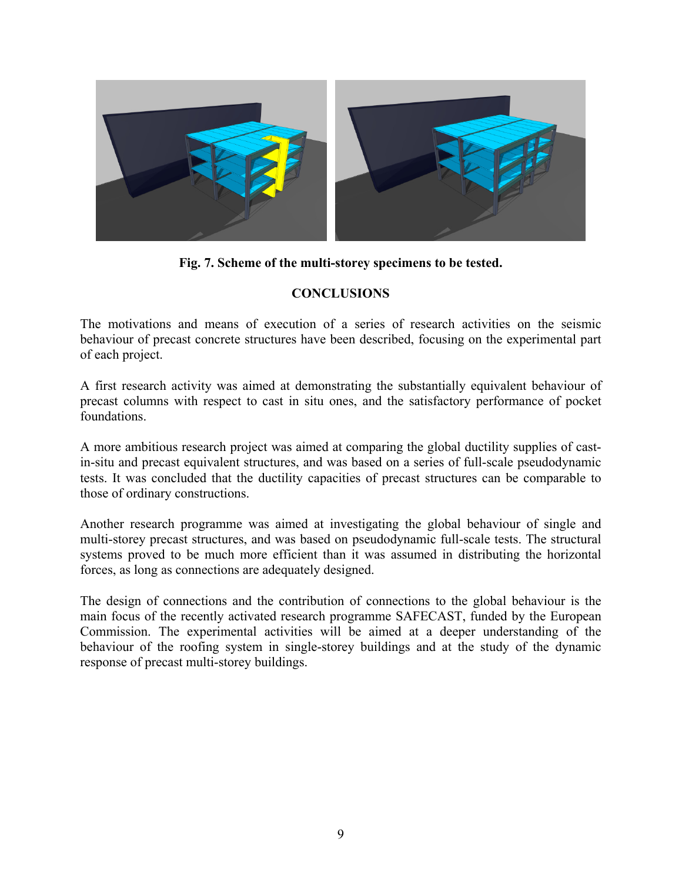**Fig. 7. Scheme of the multi-storey specimens to be tested.**

## CONCLUSIONS

The motivations and means of execution of a series of research activities on the seismic behaviour of precast concrete structures have been described, focusing on the experimental part of each project.

A first research activity was aimed at demonstrating the substantially equivalent behaviour of precast columns with respect to cast in situ ones, and the satisfactory performance of pocket foundations.

A more ambitious research project was aimed at comparing the global ductility supplies of cast-in-situ and precast equivalent structures, and was based on a series of full-scale pseudodynamic tests. It was concluded that the ductility capacities of precast structures can be comparable to those of ordinary constructions.

Another research programme was aimed at investigating the global behaviour of single and multi-storey precast structures, and was based on pseudodynamic full-scale tests. The structural systems proved to be much more efficient than it was assumed in distributing the horizontal forces, as long as connections are adequately designed.

The design of connections and the contribution of connections to the global behaviour is the main focus of the recently activated research programme SAFECAST, funded by the European Commission. The experimental activities will be aimed at a deeper understanding of the behaviour of the roofing system in single-storey buildings and at the study of the dynamic response of precast multi-storey buildings.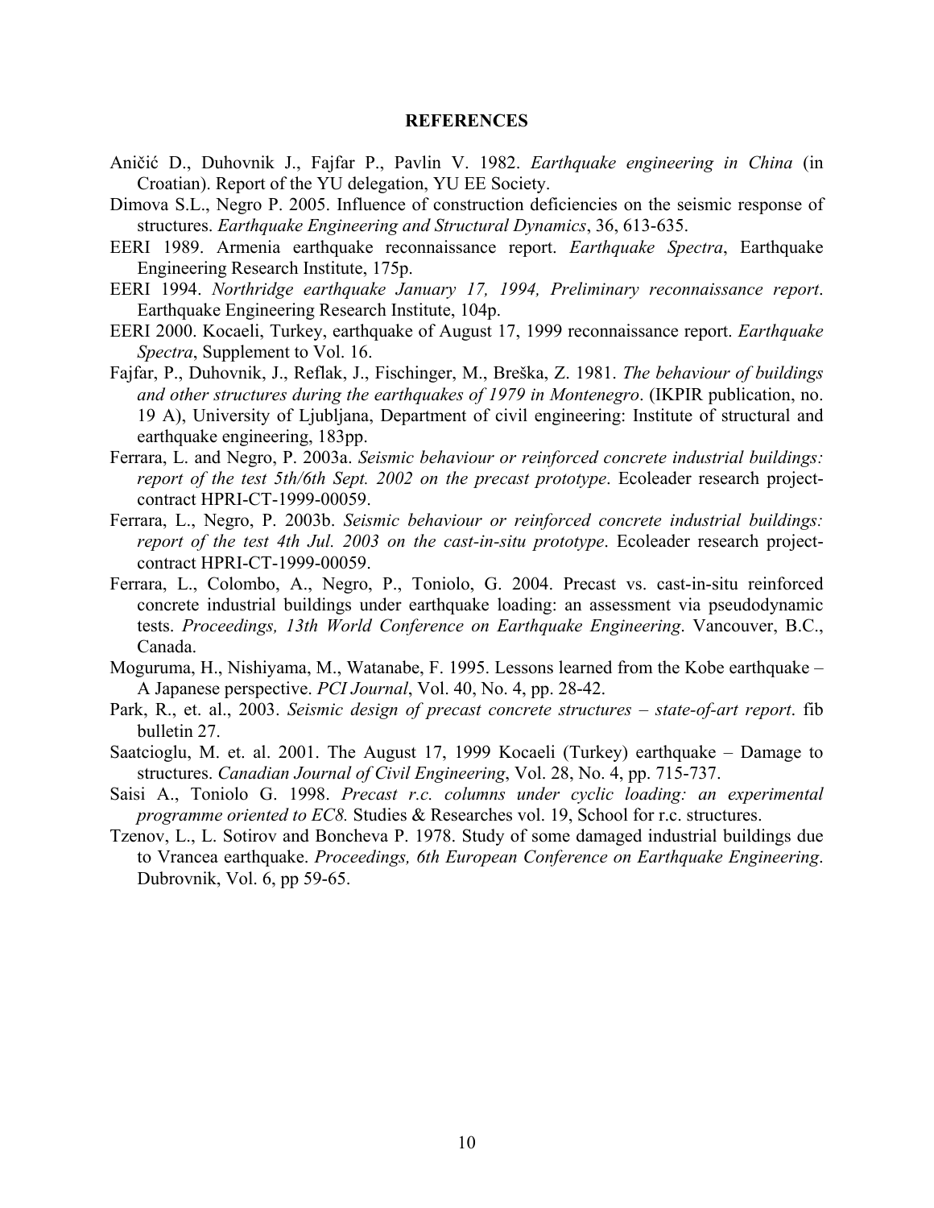## REFERENCES

Aničić D., Duhovnik J., Fajfar P., Pavlin V. 1982. *Earthquake engineering in China* (in Croatian). Report of the YU delegation, YU EE Society.

Dimova S.L., Negro P. 2005. Influence of construction deficiencies on the seismic response of structures. *Earthquake Engineering and Structural Dynamics*, 36, 613-635.

EERI 1989. Armenia earthquake reconnaissance report. *Earthquake Spectra*, Earthquake Engineering Research Institute, 175p.

EERI 1994. *Northridge earthquake January 17, 1994, Preliminary reconnaissance report*. Earthquake Engineering Research Institute, 104p.

EERI 2000. Kocaeli, Turkey, earthquake of August 17, 1999 reconnaissance report. *Earthquake Spectra*, Supplement to Vol. 16.

Fajfar, P., Duhovnik, J., Reflak, J., Fischinger, M., Breška, Z. 1981. *The behaviour of buildings and other structures during the earthquakes of 1979 in Montenegro*. (IKPIR publication, no. 19 A), University of Ljubljana, Department of civil engineering: Institute of structural and earthquake engineering, 183pp.

Ferrara, L. and Negro, P. 2003a. *Seismic behaviour or reinforced concrete industrial buildings: report of the test 5th/6th Sept. 2002 on the precast prototype*. Ecoleader research project-contract HPRI-CT-1999-00059.

Ferrara, L., Negro, P. 2003b. *Seismic behaviour or reinforced concrete industrial buildings: report of the test 4th Jul. 2003 on the cast-in-situ prototype*. Ecoleader research project-contract HPRI-CT-1999-00059.

Ferrara, L., Colombo, A., Negro, P., Toniolo, G. 2004. Precast vs. cast-in-situ reinforced concrete industrial buildings under earthquake loading: an assessment via pseudodynamic tests. *Proceedings, 13th World Conference on Earthquake Engineering*. Vancouver, B.C., Canada.

Moguruma, H., Nishiyama, M., Watanabe, F. 1995. Lessons learned from the Kobe earthquake – A Japanese perspective. *PCI Journal*, Vol. 40, No. 4, pp. 28-42.

Park, R., et. al., 2003. *Seismic design of precast concrete structures – state-of-art report*. fib bulletin 27.

Saatcioglu, M. et. al. 2001. The August 17, 1999 Kocaeli (Turkey) earthquake – Damage to structures. *Canadian Journal of Civil Engineering*, Vol. 28, No. 4, pp. 715-737.

Saisi A., Toniolo G. 1998. *Precast r.c. columns under cyclic loading: an experimental programme oriented to EC8.* Studies & Researches vol. 19, School for r.c. structures.

Tzenov, L., L. Sotirov and Boncheva P. 1978. Study of some damaged industrial buildings due to Vrancea earthquake. *Proceedings, 6th European Conference on Earthquake Engineering*. Dubrovnik, Vol. 6, pp 59-65.